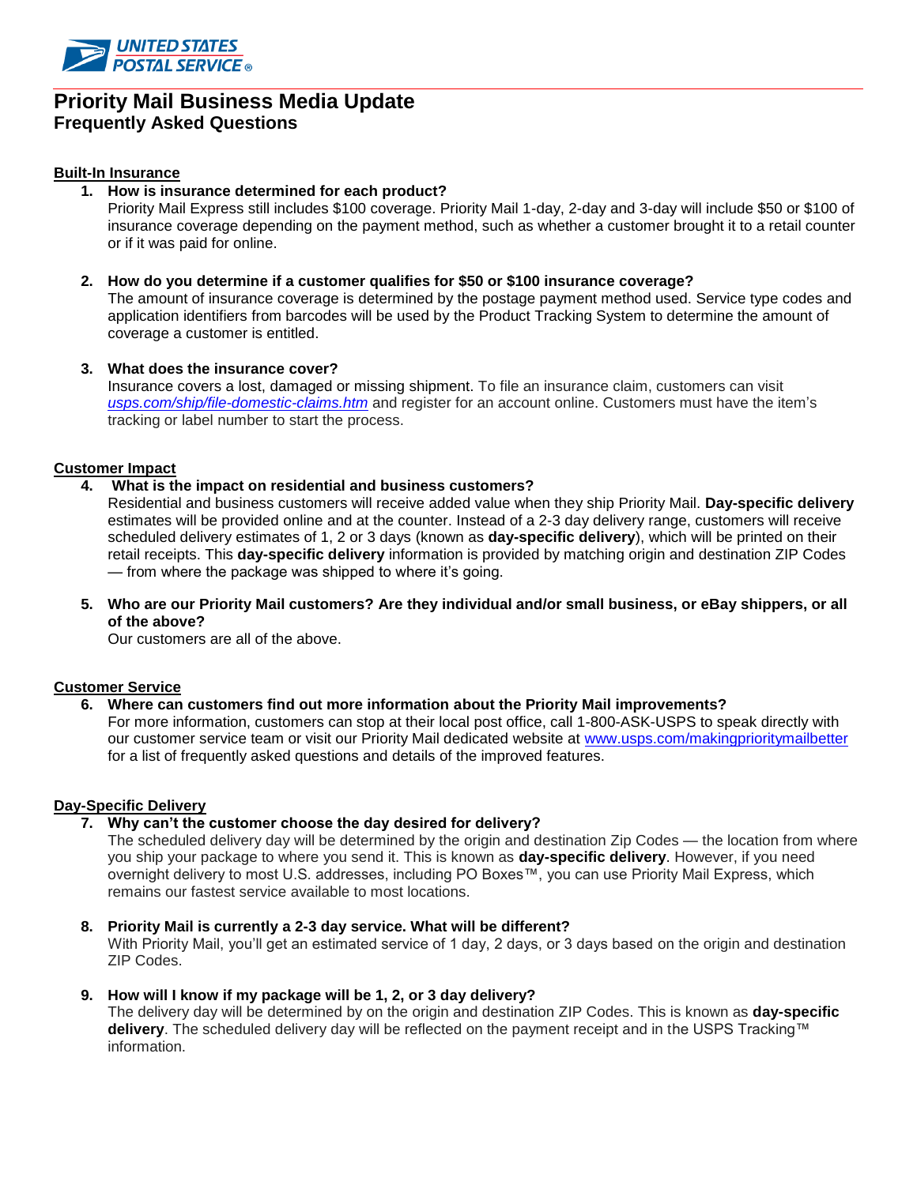# Priority Mail Business Media Update

## Frequently Asked Questions

### Built-In Insurance

1. **How is insurance determined for each product?**
   Priority Mail Express still includes $100 coverage. Priority Mail 1-day, 2-day and 3-day will include $50 or $100 of insurance coverage depending on the payment method, such as whether a customer brought it to a retail counter or if it was paid for online.

2. **How do you determine if a customer qualifies for $50 or $100 insurance coverage?**
   The amount of insurance coverage is determined by the postage payment method used. Service type codes and application identifiers from barcodes will be used by the Product Tracking System to determine the amount of coverage a customer is entitled.

3. **What does the insurance cover?**
   Insurance covers a lost, damaged or missing shipment. To file an insurance claim, customers can visit *usps.com/ship/file-domestic-claims.htm* and register for an account online. Customers must have the item's tracking or label number to start the process.

### Customer Impact

4. **What is the impact on residential and business customers?**
   Residential and business customers will receive added value when they ship Priority Mail. **Day-specific delivery** estimates will be provided online and at the counter. Instead of a 2-3 day delivery range, customers will receive scheduled delivery estimates of 1, 2 or 3 days (known as **day-specific delivery**), which will be printed on their retail receipts. This **day-specific delivery** information is provided by matching origin and destination ZIP Codes — from where the package was shipped to where it's going.

5. **Who are our Priority Mail customers? Are they individual and/or small business, or eBay shippers, or all of the above?**
   Our customers are all of the above.

### Customer Service

6. **Where can customers find out more information about the Priority Mail improvements?**
   For more information, customers can stop at their local post office, call 1-800-ASK-USPS to speak directly with our customer service team or visit our Priority Mail dedicated website at www.usps.com/makingprioritymailbetter for a list of frequently asked questions and details of the improved features.

### Day-Specific Delivery

7. **Why can't the customer choose the day desired for delivery?**
   The scheduled delivery day will be determined by the origin and destination Zip Codes — the location from where you ship your package to where you send it. This is known as **day-specific delivery**. However, if you need overnight delivery to most U.S. addresses, including PO Boxes™, you can use Priority Mail Express, which remains our fastest service available to most locations.

8. **Priority Mail is currently a 2-3 day service. What will be different?**
   With Priority Mail, you'll get an estimated service of 1 day, 2 days, or 3 days based on the origin and destination ZIP Codes.

9. **How will I know if my package will be 1, 2, or 3 day delivery?**
   The delivery day will be determined by on the origin and destination ZIP Codes. This is known as **day-specific delivery**. The scheduled delivery day will be reflected on the payment receipt and in the USPS Tracking™ information.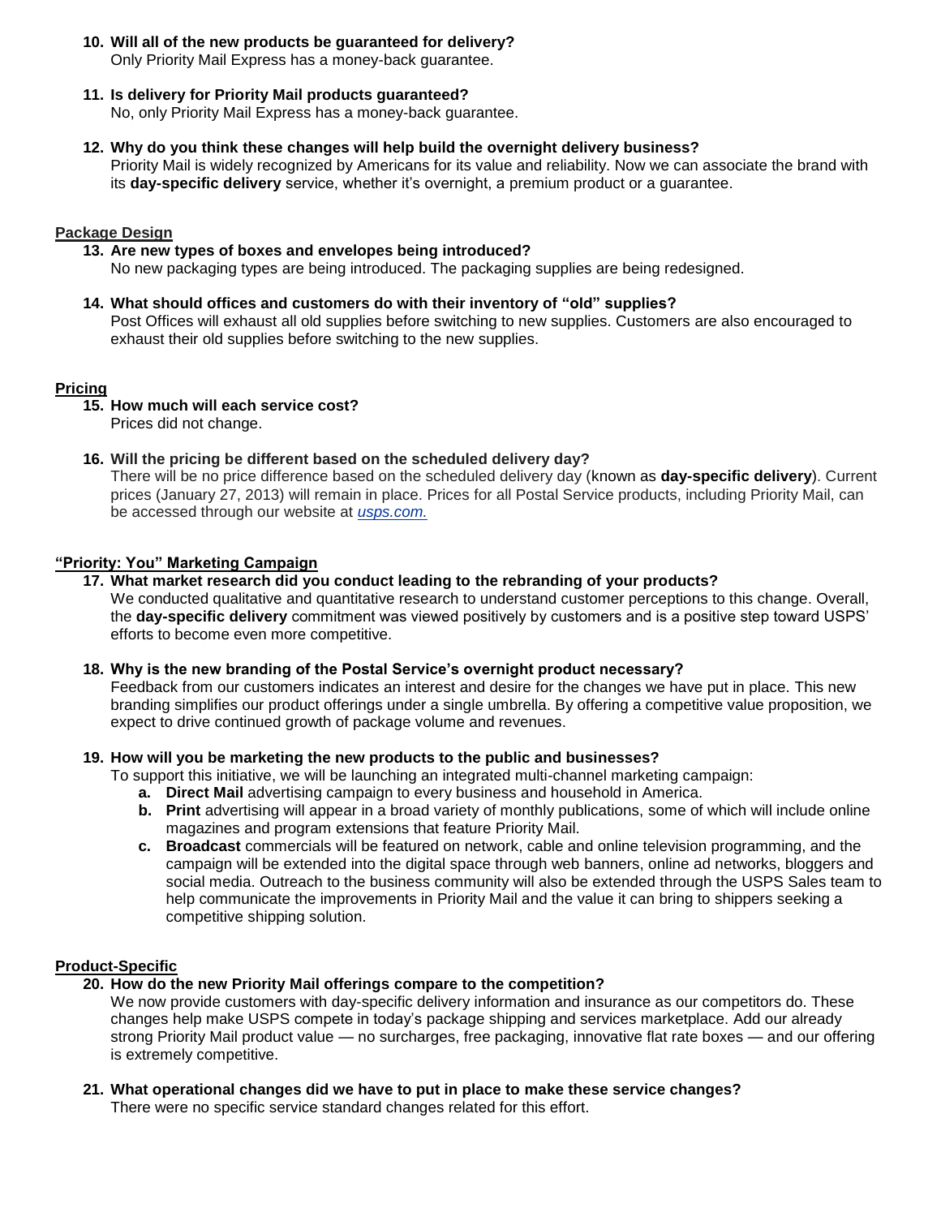10. **Will all of the new products be guaranteed for delivery?**
    Only Priority Mail Express has a money-back guarantee.

11. **Is delivery for Priority Mail products guaranteed?**
    No, only Priority Mail Express has a money-back guarantee.

12. **Why do you think these changes will help build the overnight delivery business?**
    Priority Mail is widely recognized by Americans for its value and reliability. Now we can associate the brand with its **day-specific delivery** service, whether it's overnight, a premium product or a guarantee.

**Package Design**

13. **Are new types of boxes and envelopes being introduced?**
    No new packaging types are being introduced. The packaging supplies are being redesigned.

14. **What should offices and customers do with their inventory of "old" supplies?**
    Post Offices will exhaust all old supplies before switching to new supplies. Customers are also encouraged to exhaust their old supplies before switching to the new supplies.

**Pricing**

15. **How much will each service cost?**
    Prices did not change.

16. **Will the pricing be different based on the scheduled delivery day?**
    There will be no price difference based on the scheduled delivery day (known as **day-specific delivery**). Current prices (January 27, 2013) will remain in place. Prices for all Postal Service products, including Priority Mail, can be accessed through our website at *usps.com.*

**"Priority: You" Marketing Campaign**

17. **What market research did you conduct leading to the rebranding of your products?**
    We conducted qualitative and quantitative research to understand customer perceptions to this change. Overall, the **day-specific delivery** commitment was viewed positively by customers and is a positive step toward USPS' efforts to become even more competitive.

18. **Why is the new branding of the Postal Service's overnight product necessary?**
    Feedback from our customers indicates an interest and desire for the changes we have put in place. This new branding simplifies our product offerings under a single umbrella. By offering a competitive value proposition, we expect to drive continued growth of package volume and revenues.

19. **How will you be marketing the new products to the public and businesses?**
    To support this initiative, we will be launching an integrated multi-channel marketing campaign:
    a. **Direct Mail** advertising campaign to every business and household in America.
    b. **Print** advertising will appear in a broad variety of monthly publications, some of which will include online magazines and program extensions that feature Priority Mail.
    c. **Broadcast** commercials will be featured on network, cable and online television programming, and the campaign will be extended into the digital space through web banners, online ad networks, bloggers and social media. Outreach to the business community will also be extended through the USPS Sales team to help communicate the improvements in Priority Mail and the value it can bring to shippers seeking a competitive shipping solution.

**Product-Specific**

20. **How do the new Priority Mail offerings compare to the competition?**
    We now provide customers with day-specific delivery information and insurance as our competitors do. These changes help make USPS compete in today's package shipping and services marketplace. Add our already strong Priority Mail product value — no surcharges, free packaging, innovative flat rate boxes — and our offering is extremely competitive.

21. **What operational changes did we have to put in place to make these service changes?**
    There were no specific service standard changes related for this effort.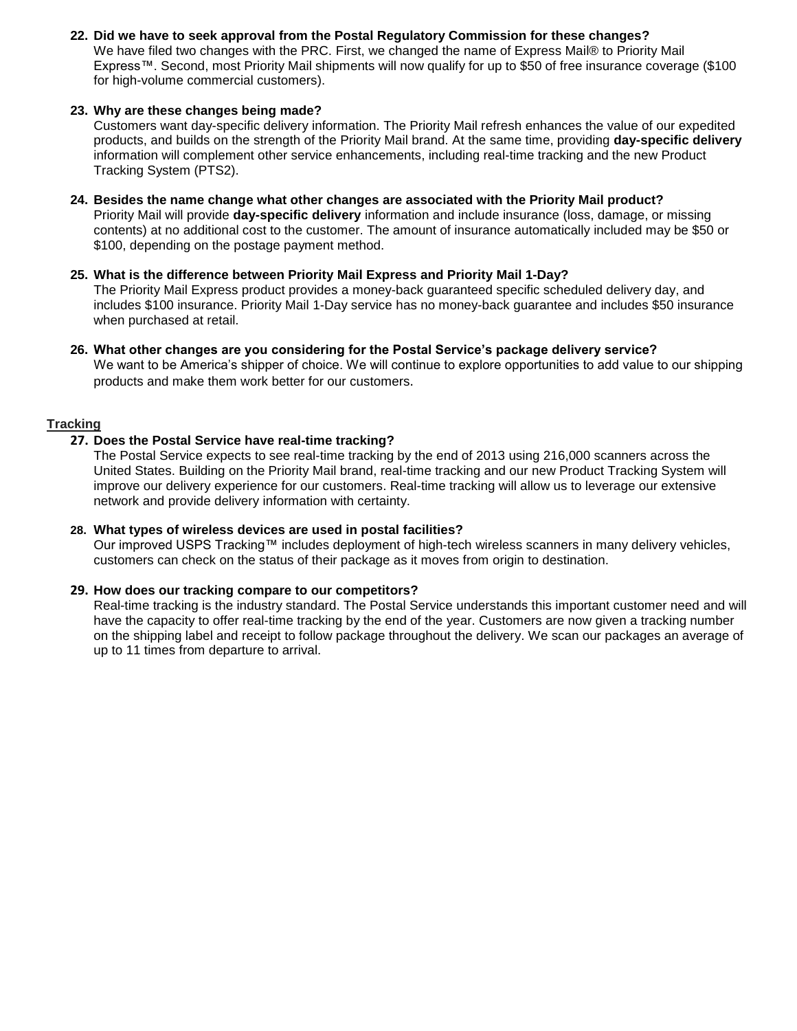22. **Did we have to seek approval from the Postal Regulatory Commission for these changes?**
    We have filed two changes with the PRC. First, we changed the name of Express Mail® to Priority Mail Express™. Second, most Priority Mail shipments will now qualify for up to $50 of free insurance coverage ($100 for high-volume commercial customers).

23. **Why are these changes being made?**
    Customers want day-specific delivery information. The Priority Mail refresh enhances the value of our expedited products, and builds on the strength of the Priority Mail brand. At the same time, providing **day-specific delivery** information will complement other service enhancements, including real-time tracking and the new Product Tracking System (PTS2).

24. **Besides the name change what other changes are associated with the Priority Mail product?**
    Priority Mail will provide **day-specific delivery** information and include insurance (loss, damage, or missing contents) at no additional cost to the customer. The amount of insurance automatically included may be $50 or $100, depending on the postage payment method.

25. **What is the difference between Priority Mail Express and Priority Mail 1-Day?**
    The Priority Mail Express product provides a money-back guaranteed specific scheduled delivery day, and includes $100 insurance. Priority Mail 1-Day service has no money-back guarantee and includes $50 insurance when purchased at retail.

26. **What other changes are you considering for the Postal Service's package delivery service?**
    We want to be America's shipper of choice. We will continue to explore opportunities to add value to our shipping products and make them work better for our customers.

## Tracking

27. **Does the Postal Service have real-time tracking?**
    The Postal Service expects to see real-time tracking by the end of 2013 using 216,000 scanners across the United States. Building on the Priority Mail brand, real-time tracking and our new Product Tracking System will improve our delivery experience for our customers. Real-time tracking will allow us to leverage our extensive network and provide delivery information with certainty.

28. **What types of wireless devices are used in postal facilities?**
    Our improved USPS Tracking™ includes deployment of high-tech wireless scanners in many delivery vehicles, customers can check on the status of their package as it moves from origin to destination.

29. **How does our tracking compare to our competitors?**
    Real-time tracking is the industry standard. The Postal Service understands this important customer need and will have the capacity to offer real-time tracking by the end of the year. Customers are now given a tracking number on the shipping label and receipt to follow package throughout the delivery. We scan our packages an average of up to 11 times from departure to arrival.